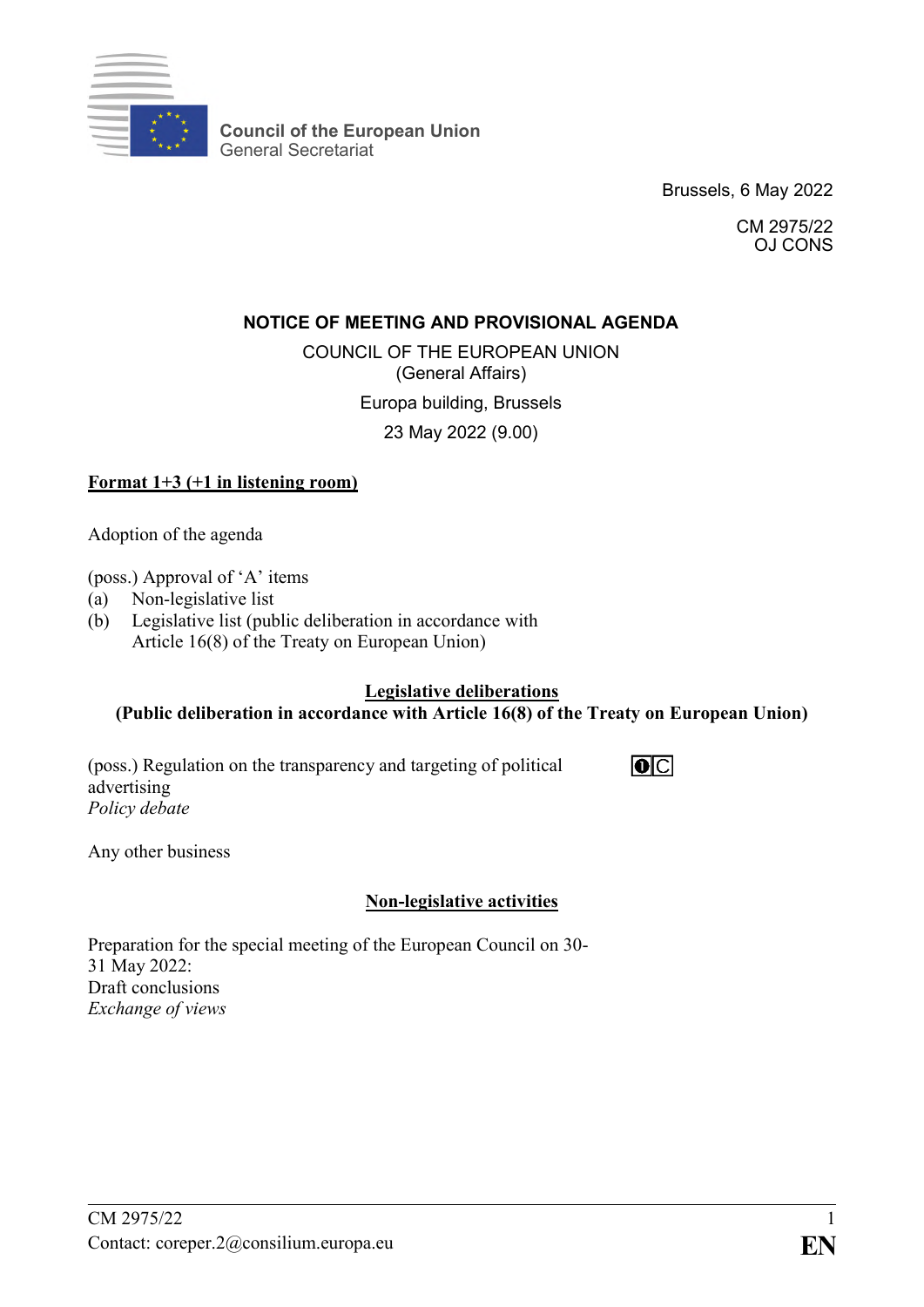**Council of the European Union**
General Secretariat

Brussels, 6 May 2022

CM 2975/22
OJ CONS

## NOTICE OF MEETING AND PROVISIONAL AGENDA

COUNCIL OF THE EUROPEAN UNION
(General Affairs)

Europa building, Brussels

23 May 2022 (9.00)

**Format 1+3 (+1 in listening room)**

Adoption of the agenda

(poss.) Approval of 'A' items
(a) Non-legislative list
(b) Legislative list (public deliberation in accordance with Article 16(8) of the Treaty on European Union)

**Legislative deliberations**
**(Public deliberation in accordance with Article 16(8) of the Treaty on European Union)**

(poss.) Regulation on the transparency and targeting of political advertising ❶C
*Policy debate*

Any other business

**Non-legislative activities**

Preparation for the special meeting of the European Council on 30-31 May 2022:
Draft conclusions
*Exchange of views*

CM 2975/22
Contact: coreper.2@consilium.europa.eu

EN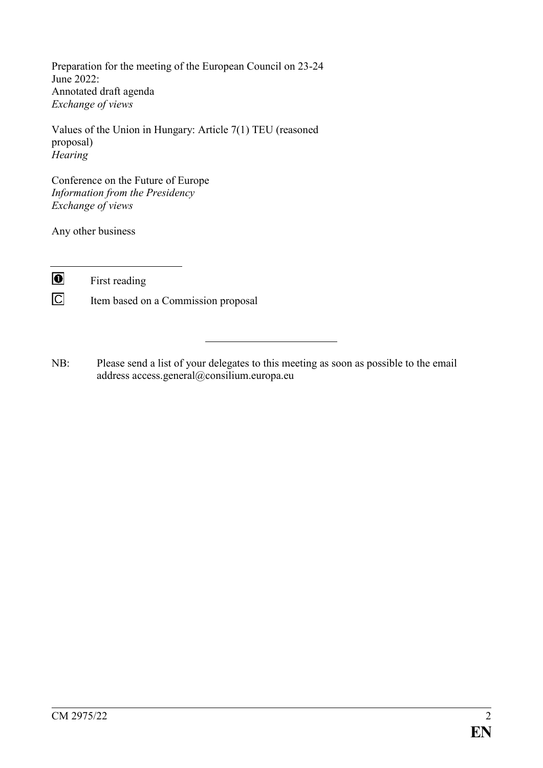Preparation for the meeting of the European Council on 23-24 June 2022:
Annotated draft agenda
*Exchange of views*

Values of the Union in Hungary: Article 7(1) TEU (reasoned proposal)
*Hearing*

Conference on the Future of Europe
*Information from the Presidency*
*Exchange of views*

Any other business

---

❶ First reading

Ⓒ Item based on a Commission proposal

---

NB: Please send a list of your delegates to this meeting as soon as possible to the email address access.general@consilium.europa.eu